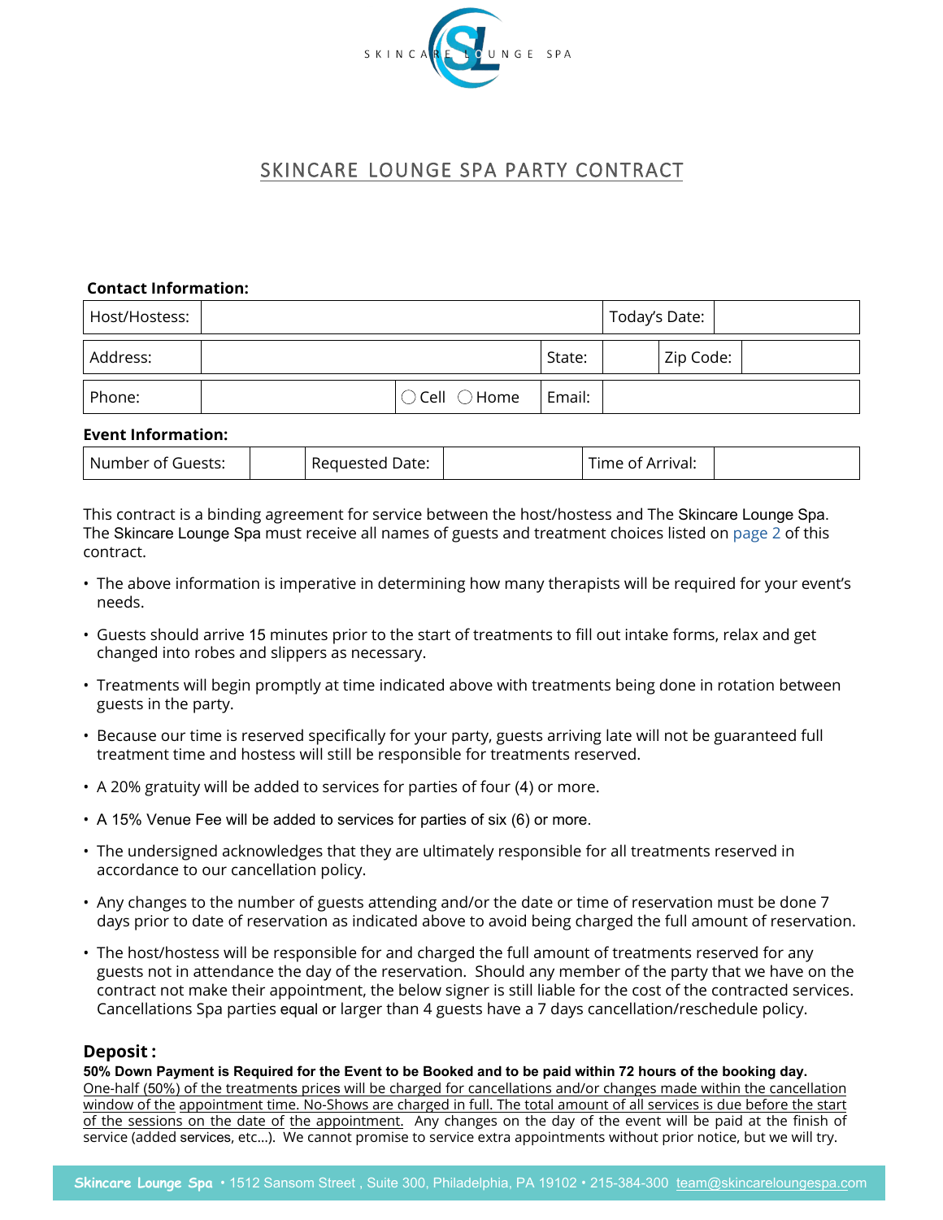SKINCARE LOUNGE SPA

# SKINCARE LOUNGE SPA PARTY CONTRACT

**Contact Information:**

| Host/Hostess: | | Today's Date: | |
|---|---|---|---|

| Address: | | State: | | Zip Code: | |
|---|---|---|---|---|---|

| Phone: | | ◯ Cell ◯ Home | Email: | |
|---|---|---|---|---|

**Event Information:**

| Number of Guests: | | Requested Date: | | Time of Arrival: | |
|---|---|---|---|---|---|

This contract is a binding agreement for service between the host/hostess and The Skincare Lounge Spa. The Skincare Lounge Spa must receive all names of guests and treatment choices listed on page 2 of this contract.

- The above information is imperative in determining how many therapists will be required for your event's needs.
- Guests should arrive 15 minutes prior to the start of treatments to fill out intake forms, relax and get changed into robes and slippers as necessary.
- Treatments will begin promptly at time indicated above with treatments being done in rotation between guests in the party.
- Because our time is reserved specifically for your party, guests arriving late will not be guaranteed full treatment time and hostess will still be responsible for treatments reserved.
- A 20% gratuity will be added to services for parties of four (4) or more.
- A 15% Venue Fee will be added to services for parties of six (6) or more.
- The undersigned acknowledges that they are ultimately responsible for all treatments reserved in accordance to our cancellation policy.
- Any changes to the number of guests attending and/or the date or time of reservation must be done 7 days prior to date of reservation as indicated above to avoid being charged the full amount of reservation.
- The host/hostess will be responsible for and charged the full amount of treatments reserved for any guests not in attendance the day of the reservation. Should any member of the party that we have on the contract not make their appointment, the below signer is still liable for the cost of the contracted services. Cancellations Spa parties equal or larger than 4 guests have a 7 days cancellation/reschedule policy.

## Deposit :

**50% Down Payment is Required for the Event to be Booked and to be paid within 72 hours of the booking day.**
One-half (50%) of the treatments prices will be charged for cancellations and/or changes made within the cancellation window of the appointment time. No-Shows are charged in full. The total amount of all services is due before the start of the sessions on the date of the appointment. Any changes on the day of the event will be paid at the finish of service (added services, etc...). We cannot promise to service extra appointments without prior notice, but we will try.

Skincare Lounge Spa • 1512 Sansom Street , Suite 300, Philadelphia, PA 19102 • 215-384-300 team@skincareloungespa.com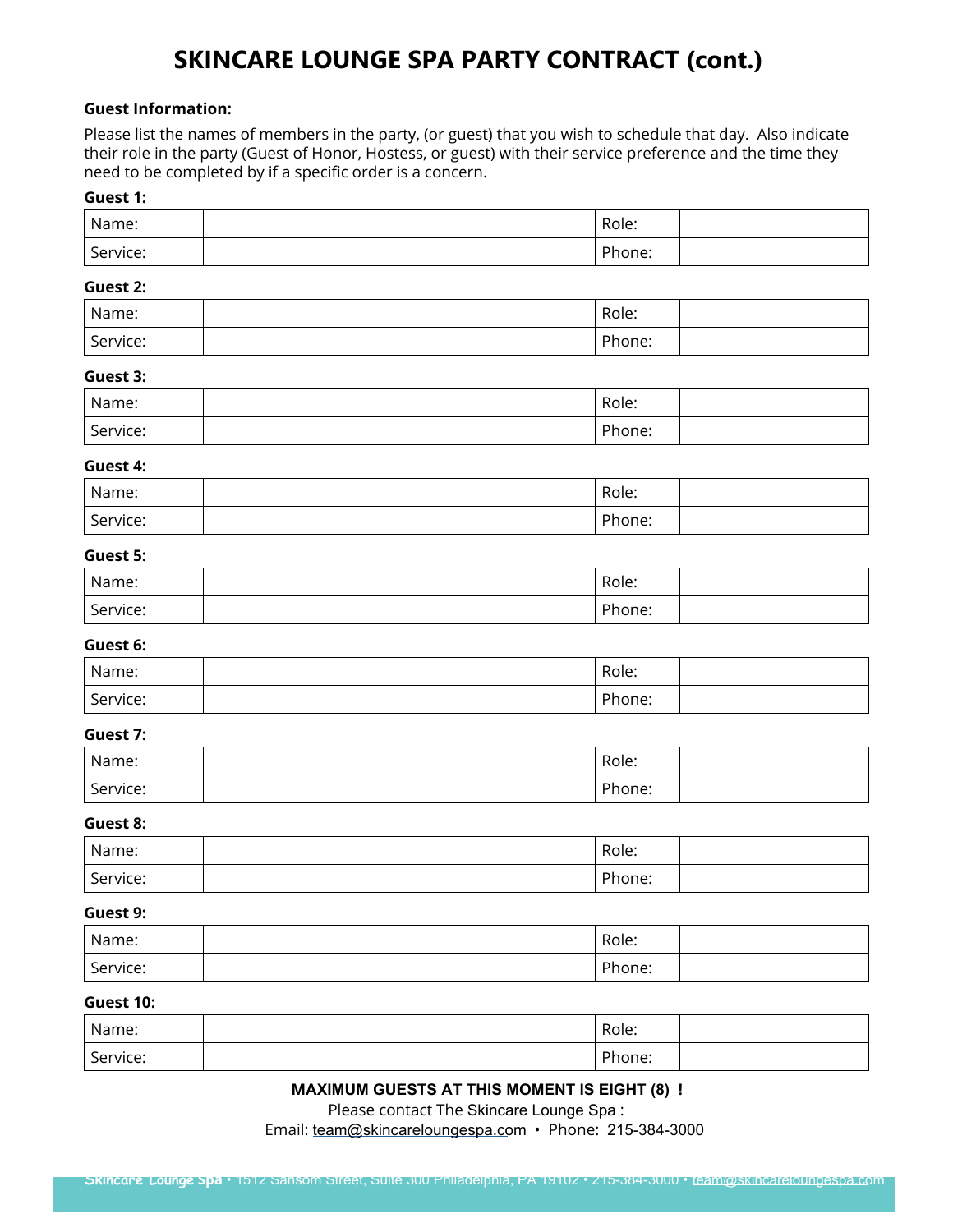# SKINCARE LOUNGE SPA PARTY CONTRACT (cont.)

**Guest Information:**

Please list the names of members in the party, (or guest) that you wish to schedule that day. Also indicate their role in the party (Guest of Honor, Hostess, or guest) with their service preference and the time they need to be completed by if a specific order is a concern.

**Guest 1:**

| Name: | | Role: | |
|---|---|---|---|
| Service: | | Phone: | |

**Guest 2:**

| Name: | | Role: | |
|---|---|---|---|
| Service: | | Phone: | |

**Guest 3:**

| Name: | | Role: | |
|---|---|---|---|
| Service: | | Phone: | |

**Guest 4:**

| Name: | | Role: | |
|---|---|---|---|
| Service: | | Phone: | |

**Guest 5:**

| Name: | | Role: | |
|---|---|---|---|
| Service: | | Phone: | |

**Guest 6:**

| Name: | | Role: | |
|---|---|---|---|
| Service: | | Phone: | |

**Guest 7:**

| Name: | | Role: | |
|---|---|---|---|
| Service: | | Phone: | |

**Guest 8:**

| Name: | | Role: | |
|---|---|---|---|
| Service: | | Phone: | |

**Guest 9:**

| Name: | | Role: | |
|---|---|---|---|
| Service: | | Phone: | |

**Guest 10:**

| Name: | | Role: | |
|---|---|---|---|
| Service: | | Phone: | |

**MAXIMUM GUESTS AT THIS MOMENT IS EIGHT (8) !**

Please contact The Skincare Lounge Spa :

Email: team@skincareloungespa.com • Phone: 215-384-3000

**Skincare Lounge Spa** • 1512 Sansom Street, Suite 300 Philadelphia, PA 19102 • 215-384-3000 • team@skincareloungespa.com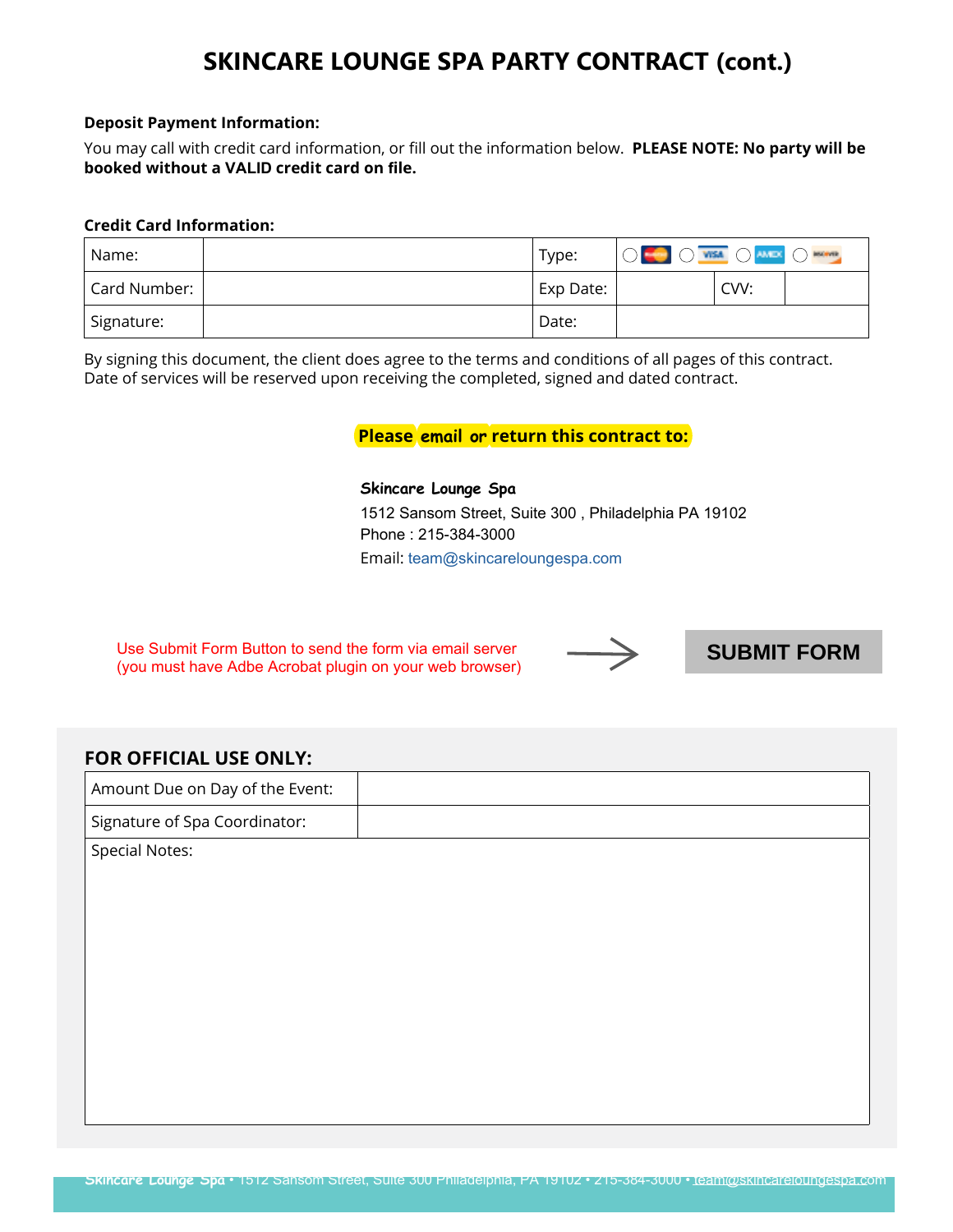# SKINCARE LOUNGE SPA PARTY CONTRACT (cont.)

**Deposit Payment Information:**

You may call with credit card information, or fill out the information below. **PLEASE NOTE: No party will be booked without a VALID credit card on file.**

**Credit Card Information:**

| | | | | | |
|---|---|---|---|---|---|
| Name: | | Type: | ○ MasterCard ○ VISA ○ AMEX ○ DISCOVER | | |
| Card Number: | | Exp Date: | | CVV: | |
| Signature: | | Date: | | | |

By signing this document, the client does agree to the terms and conditions of all pages of this contract. Date of services will be reserved upon receiving the completed, signed and dated contract.

**Please *email* or return this contract to:**

**Skincare Lounge Spa**
1512 Sansom Street, Suite 300 , Philadelphia PA 19102
Phone : 215-384-3000
Email: team@skincareloungespa.com

Use Submit Form Button to send the form via email server
(you must have Adbe Acrobat plugin on your web browser)

→ **SUBMIT FORM**

## FOR OFFICIAL USE ONLY:

| | |
|---|---|
| Amount Due on Day of the Event: | |
| Signature of Spa Coordinator: | |
| Special Notes: | |